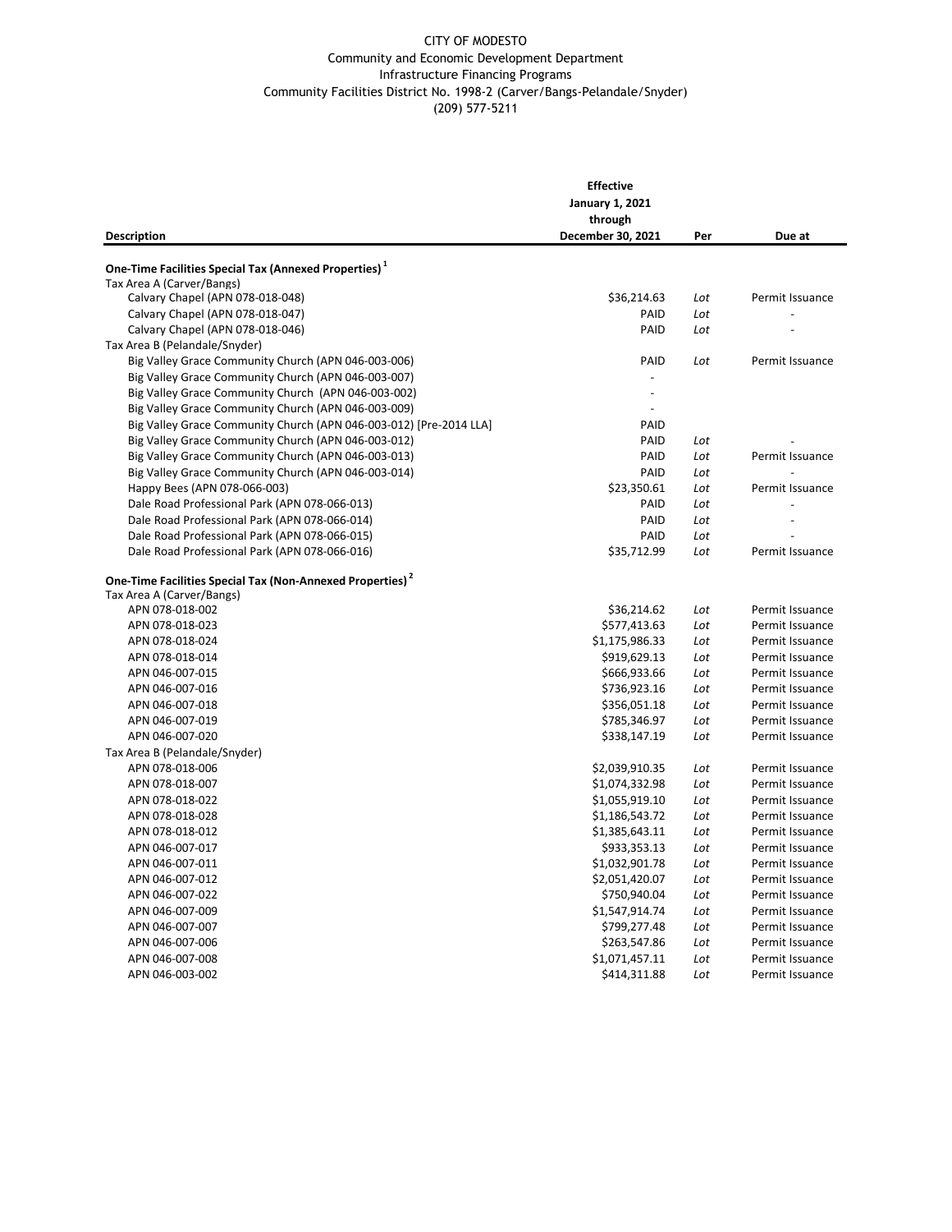CITY OF MODESTO
Community and Economic Development Department
Infrastructure Financing Programs
Community Facilities District No. 1998-2 (Carver/Bangs-Pelandale/Snyder)
(209) 577-5211

| Description | Effective January 1, 2021 through December 30, 2021 | Per | Due at |
|---|---|---|---|
| **One-Time Facilities Special Tax (Annexed Properties)** [1] | | | |
| Tax Area A (Carver/Bangs) | | | |
| Calvary Chapel (APN 078-018-048) | $36,214.63 | *Lot* | Permit Issuance |
| Calvary Chapel (APN 078-018-047) | PAID | *Lot* | - |
| Calvary Chapel (APN 078-018-046) | PAID | *Lot* | - |
| Tax Area B (Pelandale/Snyder) | | | |
| Big Valley Grace Community Church (APN 046-003-006) | PAID | *Lot* | Permit Issuance |
| Big Valley Grace Community Church (APN 046-003-007) | - | | |
| Big Valley Grace Community Church (APN 046-003-002) | - | | |
| Big Valley Grace Community Church (APN 046-003-009) | - | | |
| Big Valley Grace Community Church (APN 046-003-012) [Pre-2014 LLA] | PAID | | |
| Big Valley Grace Community Church (APN 046-003-012) | PAID | *Lot* | - |
| Big Valley Grace Community Church (APN 046-003-013) | PAID | *Lot* | Permit Issuance |
| Big Valley Grace Community Church (APN 046-003-014) | PAID | *Lot* | - |
| Happy Bees (APN 078-066-003) | $23,350.61 | *Lot* | Permit Issuance |
| Dale Road Professional Park (APN 078-066-013) | PAID | *Lot* | - |
| Dale Road Professional Park (APN 078-066-014) | PAID | *Lot* | - |
| Dale Road Professional Park (APN 078-066-015) | PAID | *Lot* | - |
| Dale Road Professional Park (APN 078-066-016) | $35,712.99 | *Lot* | Permit Issuance |
| **One-Time Facilities Special Tax (Non-Annexed Properties)** [2] | | | |
| Tax Area A (Carver/Bangs) | | | |
| APN 078-018-002 | $36,214.62 | *Lot* | Permit Issuance |
| APN 078-018-023 | $577,413.63 | *Lot* | Permit Issuance |
| APN 078-018-024 | $1,175,986.33 | *Lot* | Permit Issuance |
| APN 078-018-014 | $919,629.13 | *Lot* | Permit Issuance |
| APN 046-007-015 | $666,933.66 | *Lot* | Permit Issuance |
| APN 046-007-016 | $736,923.16 | *Lot* | Permit Issuance |
| APN 046-007-018 | $356,051.18 | *Lot* | Permit Issuance |
| APN 046-007-019 | $785,346.97 | *Lot* | Permit Issuance |
| APN 046-007-020 | $338,147.19 | *Lot* | Permit Issuance |
| Tax Area B (Pelandale/Snyder) | | | |
| APN 078-018-006 | $2,039,910.35 | *Lot* | Permit Issuance |
| APN 078-018-007 | $1,074,332.98 | *Lot* | Permit Issuance |
| APN 078-018-022 | $1,055,919.10 | *Lot* | Permit Issuance |
| APN 078-018-028 | $1,186,543.72 | *Lot* | Permit Issuance |
| APN 078-018-012 | $1,385,643.11 | *Lot* | Permit Issuance |
| APN 046-007-017 | $933,353.13 | *Lot* | Permit Issuance |
| APN 046-007-011 | $1,032,901.78 | *Lot* | Permit Issuance |
| APN 046-007-012 | $2,051,420.07 | *Lot* | Permit Issuance |
| APN 046-007-022 | $750,940.04 | *Lot* | Permit Issuance |
| APN 046-007-009 | $1,547,914.74 | *Lot* | Permit Issuance |
| APN 046-007-007 | $799,277.48 | *Lot* | Permit Issuance |
| APN 046-007-006 | $263,547.86 | *Lot* | Permit Issuance |
| APN 046-007-008 | $1,071,457.11 | *Lot* | Permit Issuance |
| APN 046-003-002 | $414,311.88 | *Lot* | Permit Issuance |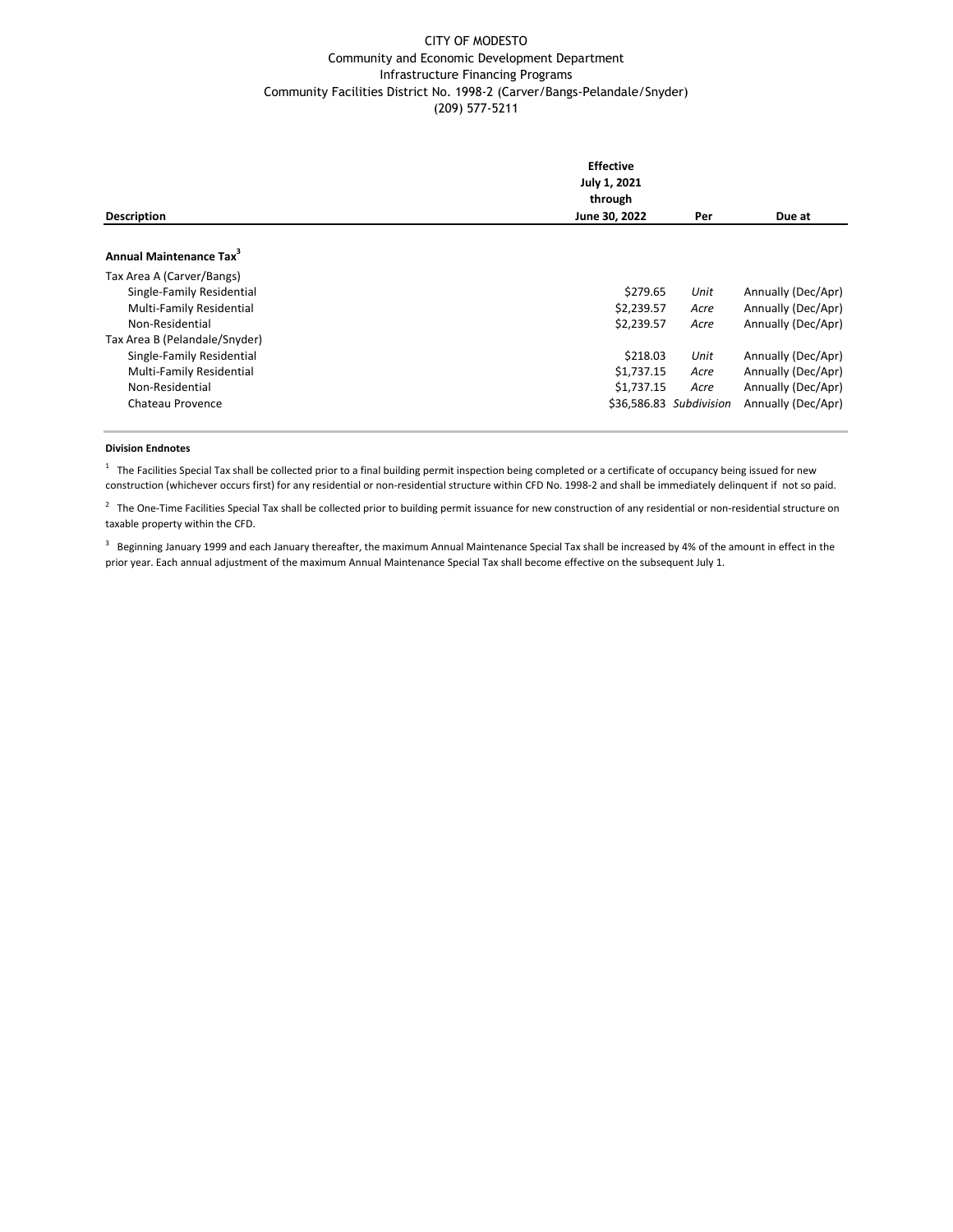CITY OF MODESTO
Community and Economic Development Department
Infrastructure Financing Programs
Community Facilities District No. 1998-2 (Carver/Bangs-Pelandale/Snyder)
(209) 577-5211

| Description | Effective July 1, 2021 through June 30, 2022 | Per | Due at |
|---|---|---|---|
| **Annual Maintenance Tax[3]** | | | |
| Tax Area A (Carver/Bangs) | | | |
| Single-Family Residential | $279.65 | *Unit* | Annually (Dec/Apr) |
| Multi-Family Residential | $2,239.57 | *Acre* | Annually (Dec/Apr) |
| Non-Residential | $2,239.57 | *Acre* | Annually (Dec/Apr) |
| Tax Area B (Pelandale/Snyder) | | | |
| Single-Family Residential | $218.03 | *Unit* | Annually (Dec/Apr) |
| Multi-Family Residential | $1,737.15 | *Acre* | Annually (Dec/Apr) |
| Non-Residential | $1,737.15 | *Acre* | Annually (Dec/Apr) |
| Chateau Provence | $36,586.83 | *Subdivision* | Annually (Dec/Apr) |

**Division Endnotes**

[1] The Facilities Special Tax shall be collected prior to a final building permit inspection being completed or a certificate of occupancy being issued for new construction (whichever occurs first) for any residential or non-residential structure within CFD No. 1998-2 and shall be immediately delinquent if not so paid.

[2] The One-Time Facilities Special Tax shall be collected prior to building permit issuance for new construction of any residential or non-residential structure on taxable property within the CFD.

[3] Beginning January 1999 and each January thereafter, the maximum Annual Maintenance Special Tax shall be increased by 4% of the amount in effect in the prior year. Each annual adjustment of the maximum Annual Maintenance Special Tax shall become effective on the subsequent July 1.